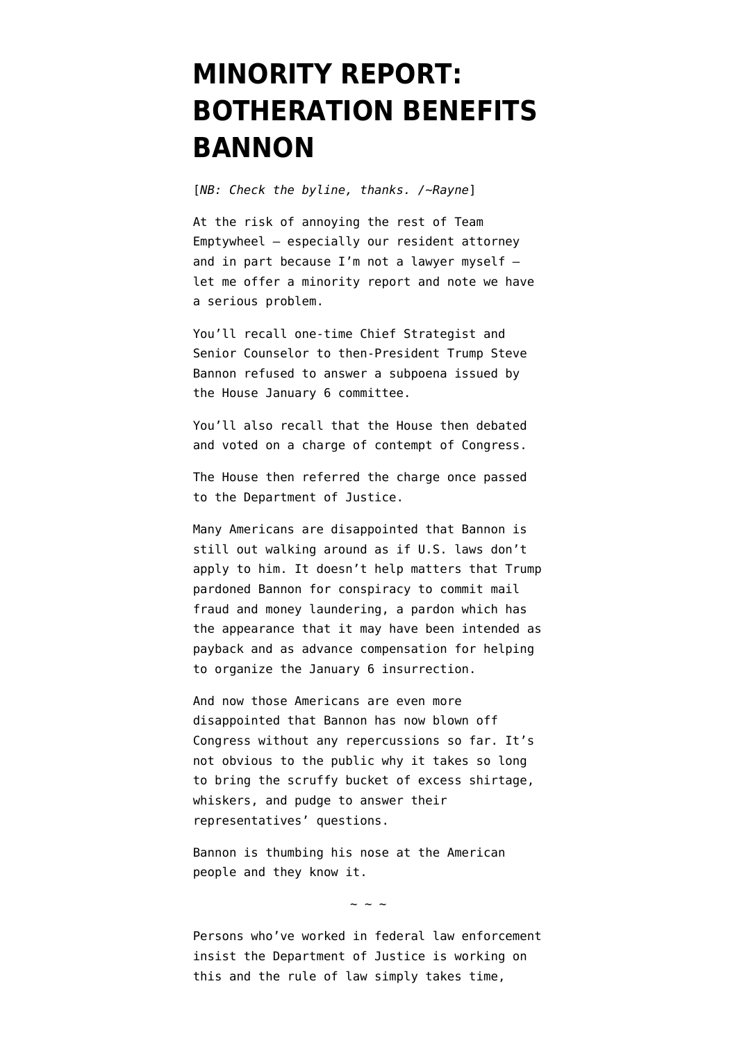# MINORITY REPORT: BOTHERATION BENEFITS BANNON

[*NB: Check the byline, thanks. /~Rayne*]

At the risk of annoying the rest of Team Emptywheel – especially our resident attorney and in part because I'm not a lawyer myself – let me offer a minority report and note we have a serious problem.

You'll recall one-time Chief Strategist and Senior Counselor to then-President Trump Steve Bannon refused to answer a subpoena issued by the House January 6 committee.

You'll also recall that the House then debated and voted on a charge of contempt of Congress.

The House then referred the charge once passed to the Department of Justice.

Many Americans are disappointed that Bannon is still out walking around as if U.S. laws don't apply to him. It doesn't help matters that Trump pardoned Bannon for conspiracy to commit mail fraud and money laundering, a pardon which has the appearance that it may have been intended as payback and as advance compensation for helping to organize the January 6 insurrection.

And now those Americans are even more disappointed that Bannon has now blown off Congress without any repercussions so far. It's not obvious to the public why it takes so long to bring the scruffy bucket of excess shirtage, whiskers, and pudge to answer their representatives' questions.

Bannon is thumbing his nose at the American people and they know it.

~ ~ ~

Persons who've worked in federal law enforcement insist the Department of Justice is working on this and the rule of law simply takes time,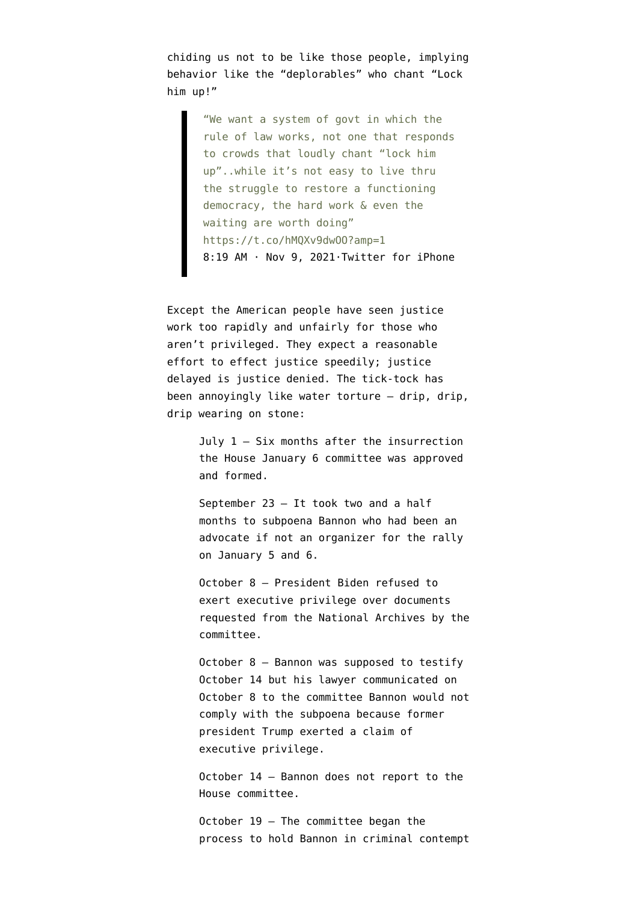chiding us not to be like those people, implying behavior like the "deplorables" who chant "Lock him up!"

> "We want a system of govt in which the rule of law works, not one that responds to crowds that loudly chant "lock him up"..while it's not easy to live thru the struggle to restore a functioning democracy, the hard work & even the waiting are worth doing" https://t.co/hMQXv9dwOO?amp=1
> 8:19 AM · Nov 9, 2021·Twitter for iPhone

Except the American people have seen justice work too rapidly and unfairly for those who aren't privileged. They expect a reasonable effort to effect justice speedily; justice delayed is justice denied. The tick-tock has been annoyingly like water torture — drip, drip, drip wearing on stone:

> July 1 — Six months after the insurrection the House January 6 committee was approved and formed.
>
> September 23 — It took two and a half months to subpoena Bannon who had been an advocate if not an organizer for the rally on January 5 and 6.
>
> October 8 — President Biden refused to exert executive privilege over documents requested from the National Archives by the committee.
>
> October 8 — Bannon was supposed to testify October 14 but his lawyer communicated on October 8 to the committee Bannon would not comply with the subpoena because former president Trump exerted a claim of executive privilege.
>
> October 14 — Bannon does not report to the House committee.
>
> October 19 — The committee began the process to hold Bannon in criminal contempt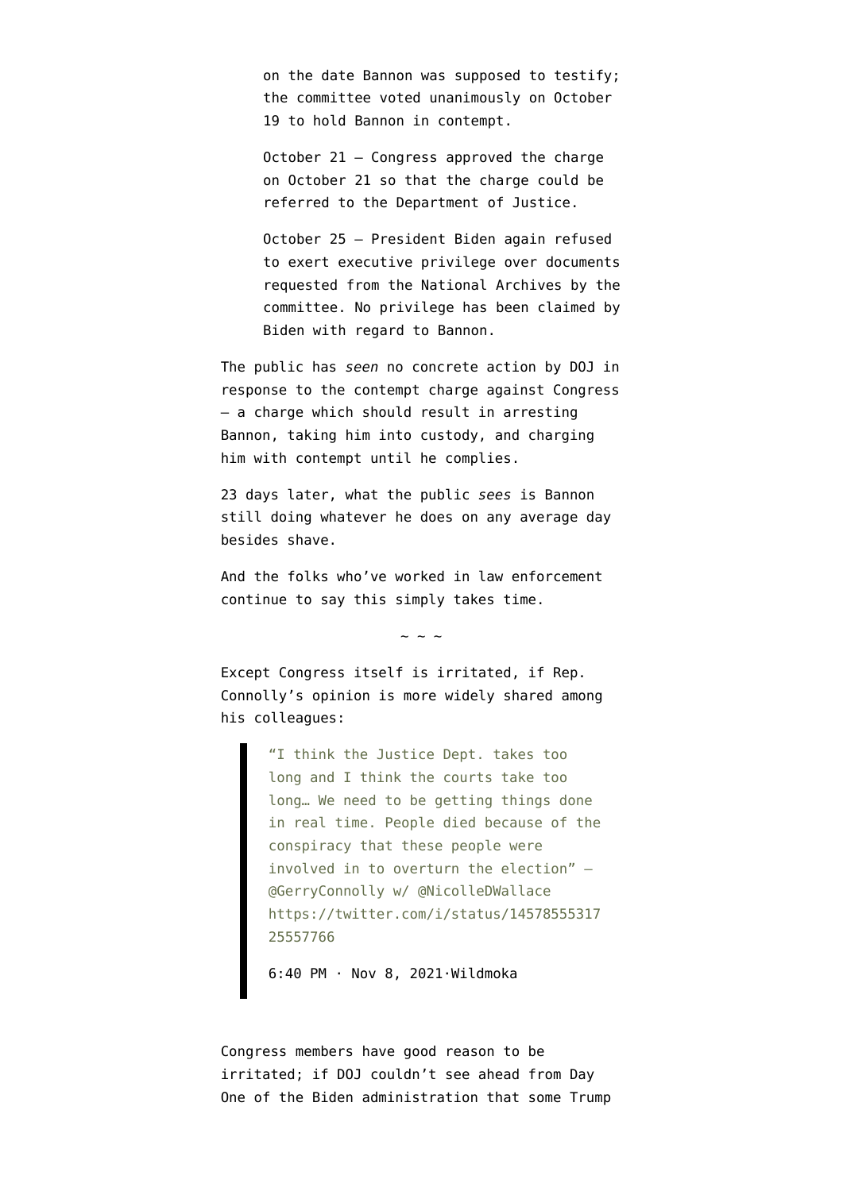on the date Bannon was supposed to testify; the committee voted unanimously on October 19 to hold Bannon in contempt.

October 21 — Congress approved the charge on October 21 so that the charge could be referred to the Department of Justice.

October 25 — President Biden again refused to exert executive privilege over documents requested from the National Archives by the committee. No privilege has been claimed by Biden with regard to Bannon.

The public has *seen* no concrete action by DOJ in response to the contempt charge against Congress — a charge which should result in arresting Bannon, taking him into custody, and charging him with contempt until he complies.

23 days later, what the public *sees* is Bannon still doing whatever he does on any average day besides shave.

And the folks who've worked in law enforcement continue to say this simply takes time.

~ ~ ~

Except Congress itself is irritated, if Rep. Connolly's opinion is more widely shared among his colleagues:

> "I think the Justice Dept. takes too long and I think the courts take too long… We need to be getting things done in real time. People died because of the conspiracy that these people were involved in to overturn the election" — @GerryConnolly w/ @NicolleDWallace https://twitter.com/i/status/1457855531725557766
>
> 6:40 PM · Nov 8, 2021·Wildmoka

Congress members have good reason to be irritated; if DOJ couldn't see ahead from Day One of the Biden administration that some Trump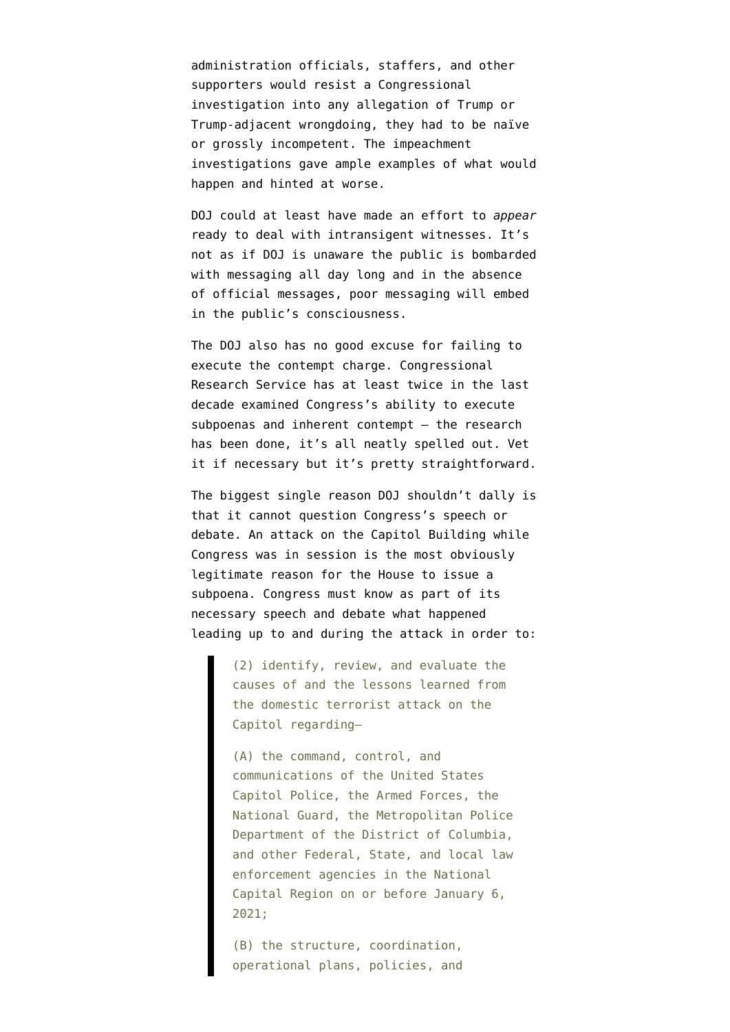administration officials, staffers, and other supporters would resist a Congressional investigation into any allegation of Trump or Trump-adjacent wrongdoing, they had to be naïve or grossly incompetent. The impeachment investigations gave ample examples of what would happen and hinted at worse.

DOJ could at least have made an effort to *appear* ready to deal with intransigent witnesses. It's not as if DOJ is unaware the public is bombarded with messaging all day long and in the absence of official messages, poor messaging will embed in the public's consciousness.

The DOJ also has no good excuse for failing to execute the contempt charge. Congressional Research Service has at least twice in the last decade examined Congress's ability to execute subpoenas and inherent contempt — the research has been done, it's all neatly spelled out. Vet it if necessary but it's pretty straightforward.

The biggest single reason DOJ shouldn't dally is that it cannot question Congress's speech or debate. An attack on the Capitol Building while Congress was in session is the most obviously legitimate reason for the House to issue a subpoena. Congress must know as part of its necessary speech and debate what happened leading up to and during the attack in order to:

> (2) identify, review, and evaluate the causes of and the lessons learned from the domestic terrorist attack on the Capitol regarding—
>
> (A) the command, control, and communications of the United States Capitol Police, the Armed Forces, the National Guard, the Metropolitan Police Department of the District of Columbia, and other Federal, State, and local law enforcement agencies in the National Capital Region on or before January 6, 2021;
>
> (B) the structure, coordination, operational plans, policies, and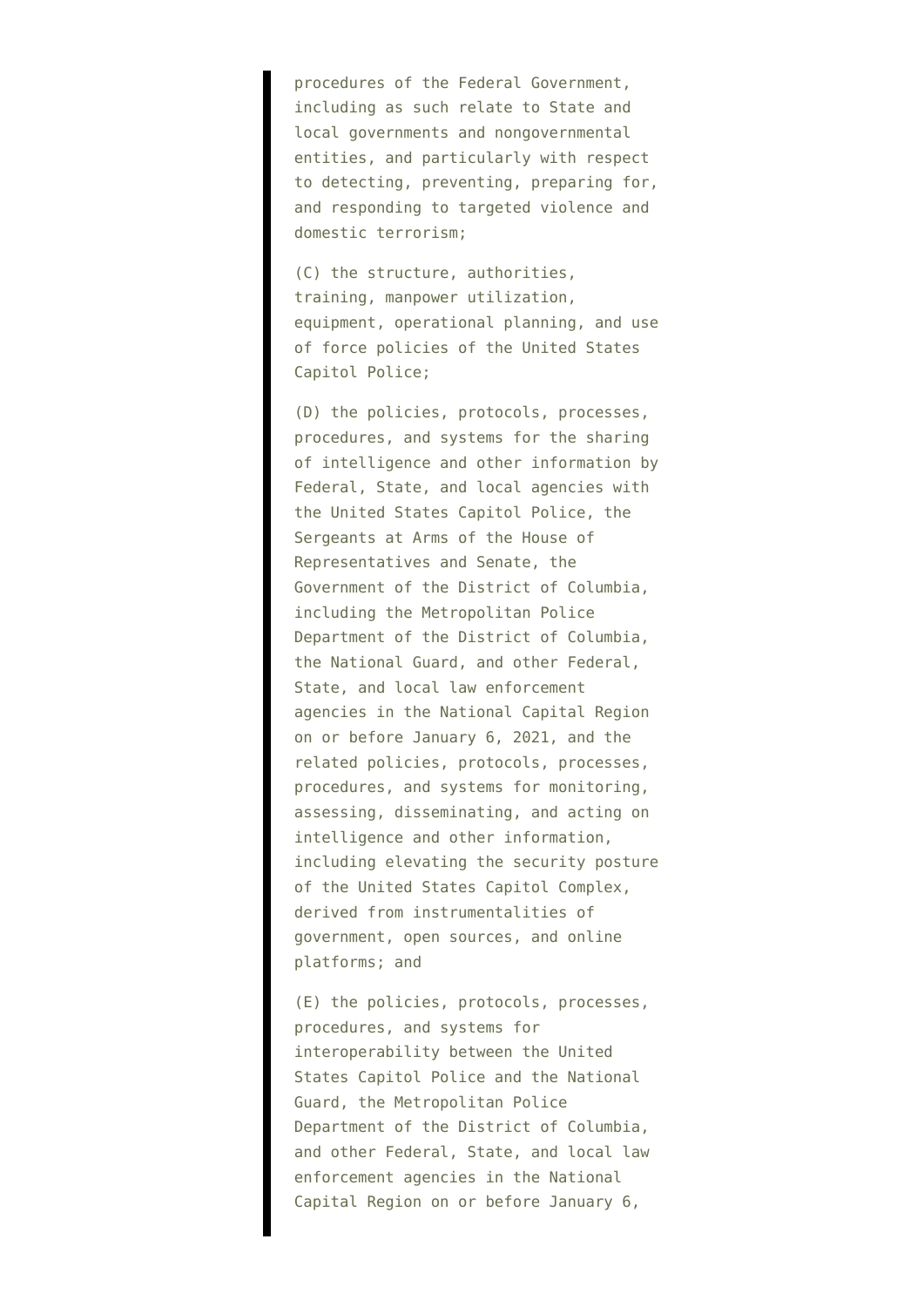procedures of the Federal Government, including as such relate to State and local governments and nongovernmental entities, and particularly with respect to detecting, preventing, preparing for, and responding to targeted violence and domestic terrorism;

(C) the structure, authorities, training, manpower utilization, equipment, operational planning, and use of force policies of the United States Capitol Police;

(D) the policies, protocols, processes, procedures, and systems for the sharing of intelligence and other information by Federal, State, and local agencies with the United States Capitol Police, the Sergeants at Arms of the House of Representatives and Senate, the Government of the District of Columbia, including the Metropolitan Police Department of the District of Columbia, the National Guard, and other Federal, State, and local law enforcement agencies in the National Capital Region on or before January 6, 2021, and the related policies, protocols, processes, procedures, and systems for monitoring, assessing, disseminating, and acting on intelligence and other information, including elevating the security posture of the United States Capitol Complex, derived from instrumentalities of government, open sources, and online platforms; and

(E) the policies, protocols, processes, procedures, and systems for interoperability between the United States Capitol Police and the National Guard, the Metropolitan Police Department of the District of Columbia, and other Federal, State, and local law enforcement agencies in the National Capital Region on or before January 6,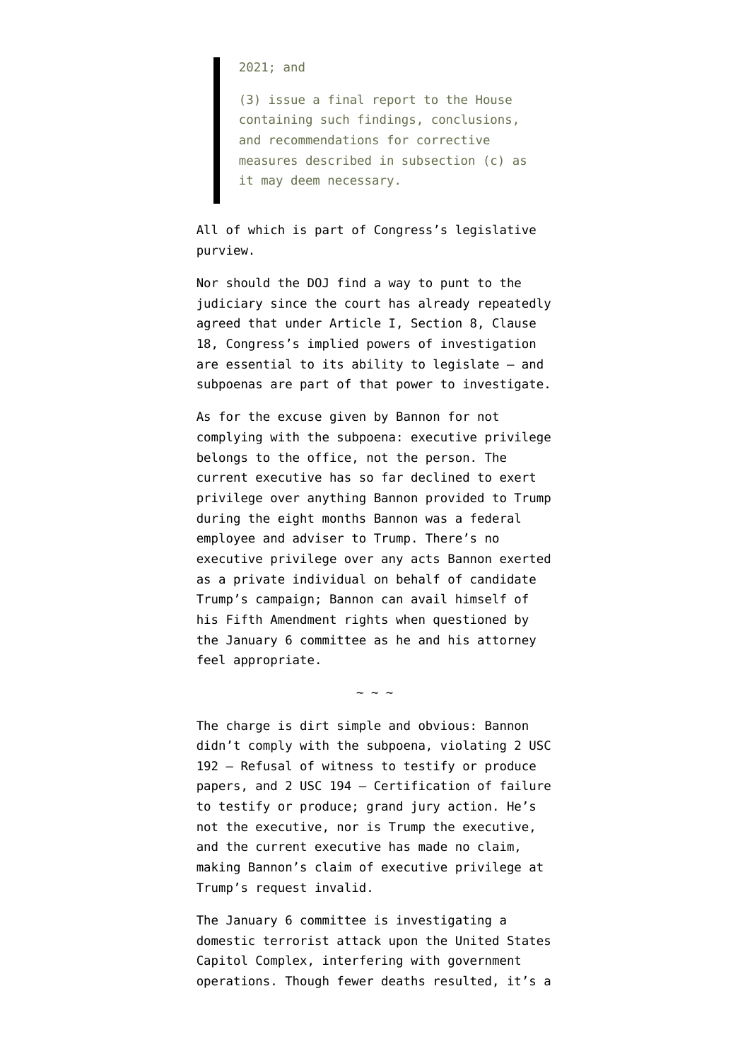> 2021; and
>
> (3) issue a final report to the House containing such findings, conclusions, and recommendations for corrective measures described in subsection (c) as it may deem necessary.

All of which is part of Congress's legislative purview.

Nor should the DOJ find a way to punt to the judiciary since the court has already repeatedly agreed that under Article I, Section 8, Clause 18, Congress's implied powers of investigation are essential to its ability to legislate — and subpoenas are part of that power to investigate.

As for the excuse given by Bannon for not complying with the subpoena: executive privilege belongs to the office, not the person. The current executive has so far declined to exert privilege over anything Bannon provided to Trump during the eight months Bannon was a federal employee and adviser to Trump. There's no executive privilege over any acts Bannon exerted as a private individual on behalf of candidate Trump's campaign; Bannon can avail himself of his Fifth Amendment rights when questioned by the January 6 committee as he and his attorney feel appropriate.

~ ~ ~

The charge is dirt simple and obvious: Bannon didn't comply with the subpoena, violating 2 USC 192 – Refusal of witness to testify or produce papers, and 2 USC 194 – Certification of failure to testify or produce; grand jury action. He's not the executive, nor is Trump the executive, and the current executive has made no claim, making Bannon's claim of executive privilege at Trump's request invalid.

The January 6 committee is investigating a domestic terrorist attack upon the United States Capitol Complex, interfering with government operations. Though fewer deaths resulted, it's a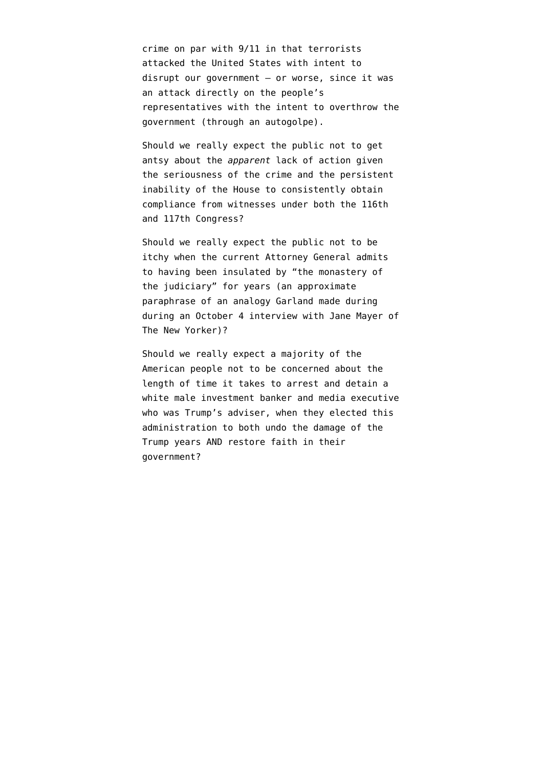crime on par with 9/11 in that terrorists attacked the United States with intent to disrupt our government — or worse, since it was an attack directly on the people's representatives with the intent to overthrow the government (through an autogolpe).

Should we really expect the public not to get antsy about the *apparent* lack of action given the seriousness of the crime and the persistent inability of the House to consistently obtain compliance from witnesses under both the 116th and 117th Congress?

Should we really expect the public not to be itchy when the current Attorney General admits to having been insulated by "the monastery of the judiciary" for years (an approximate paraphrase of an analogy Garland made during during an October 4 interview with Jane Mayer of The New Yorker)?

Should we really expect a majority of the American people not to be concerned about the length of time it takes to arrest and detain a white male investment banker and media executive who was Trump's adviser, when they elected this administration to both undo the damage of the Trump years AND restore faith in their government?